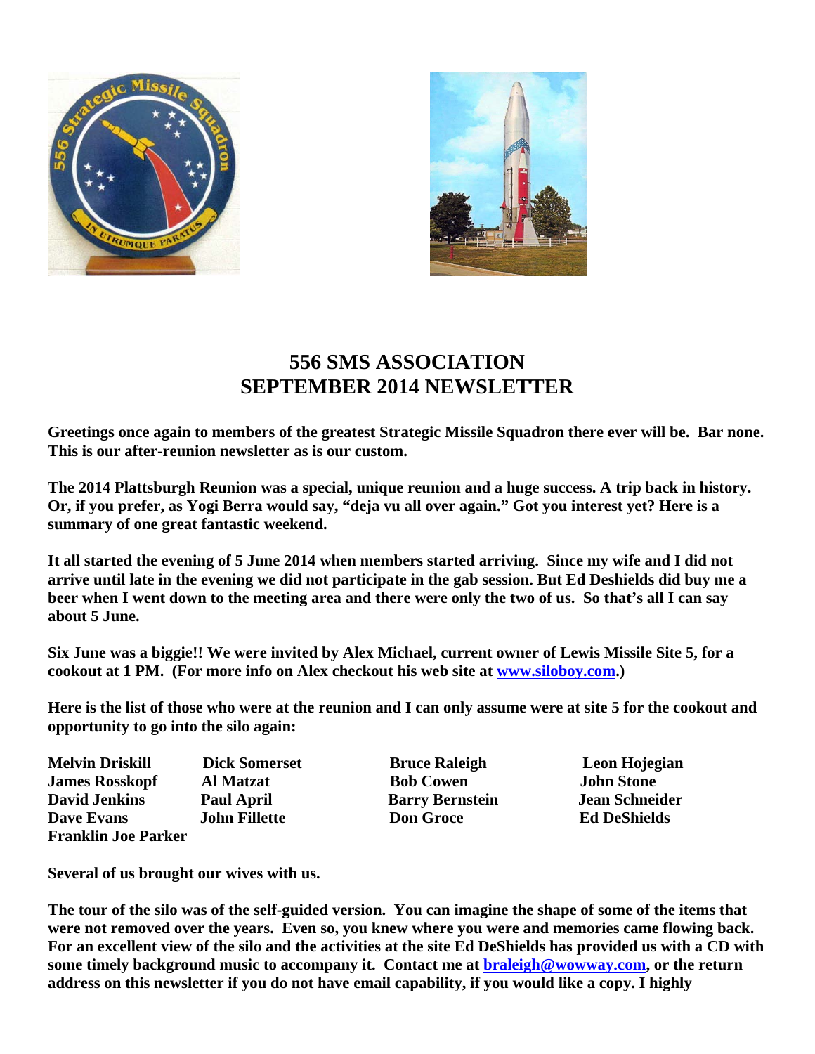# 556 SMS ASSOCIATION
# SEPTEMBER 2014 NEWSLETTER

**Greetings once again to members of the greatest Strategic Missile Squadron there ever will be. Bar none. This is our after-reunion newsletter as is our custom.**

**The 2014 Plattsburgh Reunion was a special, unique reunion and a huge success. A trip back in history. Or, if you prefer, as Yogi Berra would say, "deja vu all over again." Got you interest yet? Here is a summary of one great fantastic weekend.**

**It all started the evening of 5 June 2014 when members started arriving. Since my wife and I did not arrive until late in the evening we did not participate in the gab session. But Ed Deshields did buy me a beer when I went down to the meeting area and there were only the two of us. So that's all I can say about 5 June.**

**Six June was a biggie!! We were invited by Alex Michael, current owner of Lewis Missile Site 5, for a cookout at 1 PM. (For more info on Alex checkout his web site at www.siloboy.com.)**

**Here is the list of those who were at the reunion and I can only assume were at site 5 for the cookout and opportunity to go into the silo again:**

| | | | |
|---|---|---|---|
| **Melvin Driskill** | **Dick Somerset** | **Bruce Raleigh** | **Leon Hojegian** |
| **James Rosskopf** | **Al Matzat** | **Bob Cowen** | **John Stone** |
| **David Jenkins** | **Paul April** | **Barry Bernstein** | **Jean Schneider** |
| **Dave Evans** | **John Fillette** | **Don Groce** | **Ed DeShields** |
| **Franklin Joe Parker** | | | |

**Several of us brought our wives with us.**

**The tour of the silo was of the self-guided version. You can imagine the shape of some of the items that were not removed over the years. Even so, you knew where you were and memories came flowing back. For an excellent view of the silo and the activities at the site Ed DeShields has provided us with a CD with some timely background music to accompany it. Contact me at braleigh@wowway.com, or the return address on this newsletter if you do not have email capability, if you would like a copy. I highly**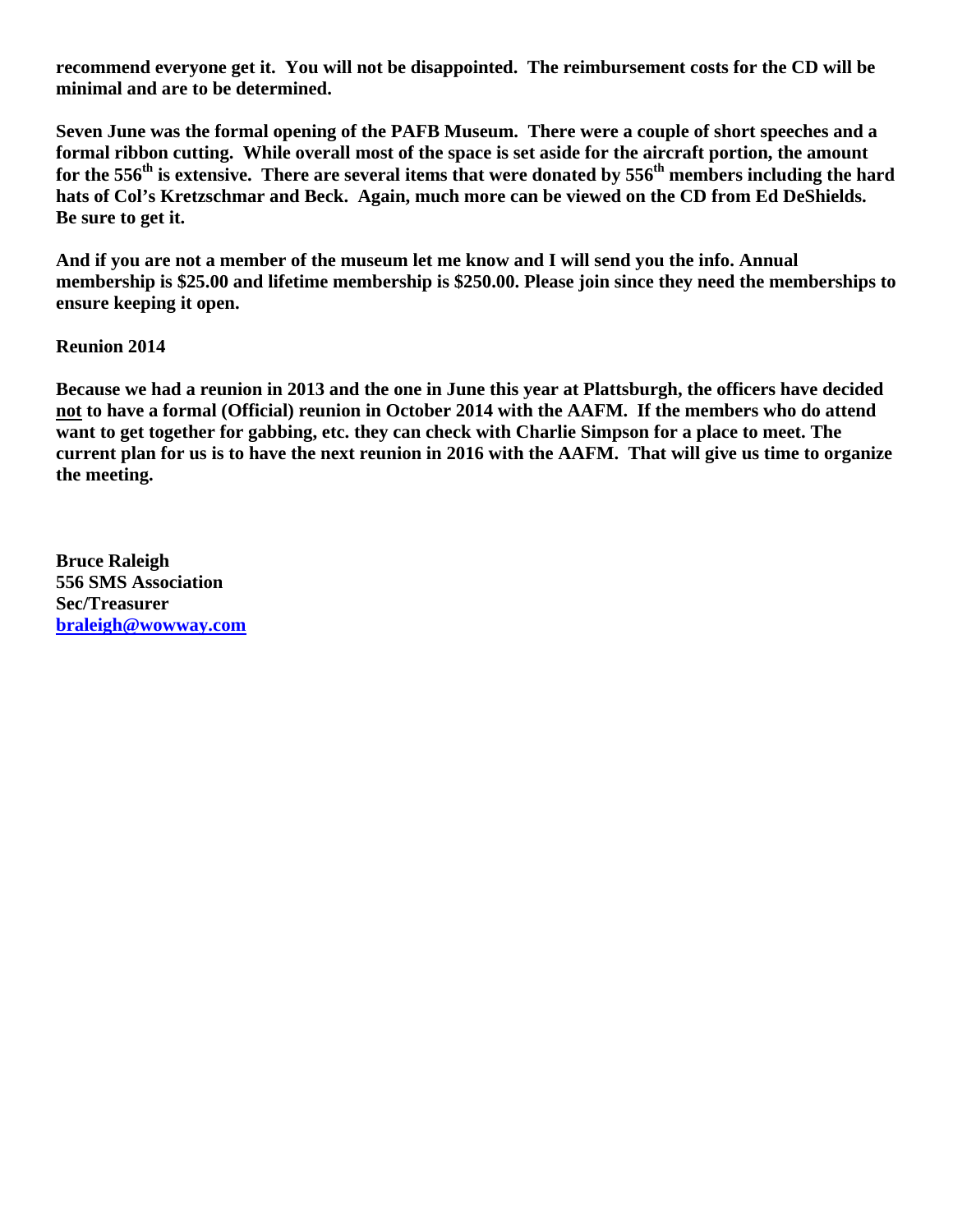**recommend everyone get it. You will not be disappointed. The reimbursement costs for the CD will be minimal and are to be determined.**

**Seven June was the formal opening of the PAFB Museum. There were a couple of short speeches and a formal ribbon cutting. While overall most of the space is set aside for the aircraft portion, the amount for the 556th is extensive. There are several items that were donated by 556th members including the hard hats of Col's Kretzschmar and Beck. Again, much more can be viewed on the CD from Ed DeShields. Be sure to get it.**

**And if you are not a member of the museum let me know and I will send you the info. Annual membership is $25.00 and lifetime membership is $250.00. Please join since they need the memberships to ensure keeping it open.**

**Reunion 2014**

**Because we had a reunion in 2013 and the one in June this year at Plattsburgh, the officers have decided <u>not</u> to have a formal (Official) reunion in October 2014 with the AAFM. If the members who do attend want to get together for gabbing, etc. they can check with Charlie Simpson for a place to meet. The current plan for us is to have the next reunion in 2016 with the AAFM. That will give us time to organize the meeting.**

**Bruce Raleigh**
**556 SMS Association**
**Sec/Treasurer**
**braleigh@wowway.com**